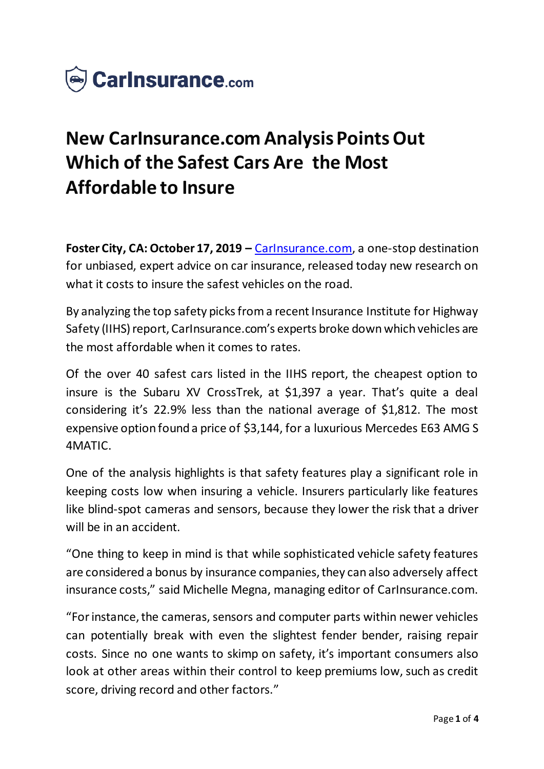CarInsurance.com

# New CarInsurance.com Analysis Points Out Which of the Safest Cars Are the Most Affordable to Insure

**Foster City, CA: October 17, 2019 –** CarInsurance.com, a one-stop destination for unbiased, expert advice on car insurance, released today new research on what it costs to insure the safest vehicles on the road.

By analyzing the top safety picks from a recent Insurance Institute for Highway Safety (IIHS) report, CarInsurance.com's experts broke down which vehicles are the most affordable when it comes to rates.

Of the over 40 safest cars listed in the IIHS report, the cheapest option to insure is the Subaru XV CrossTrek, at $1,397 a year. That's quite a deal considering it's 22.9% less than the national average of $1,812. The most expensive option found a price of $3,144, for a luxurious Mercedes E63 AMG S 4MATIC.

One of the analysis highlights is that safety features play a significant role in keeping costs low when insuring a vehicle. Insurers particularly like features like blind-spot cameras and sensors, because they lower the risk that a driver will be in an accident.

"One thing to keep in mind is that while sophisticated vehicle safety features are considered a bonus by insurance companies, they can also adversely affect insurance costs," said Michelle Megna, managing editor of CarInsurance.com.

"For instance, the cameras, sensors and computer parts within newer vehicles can potentially break with even the slightest fender bender, raising repair costs. Since no one wants to skimp on safety, it's important consumers also look at other areas within their control to keep premiums low, such as credit score, driving record and other factors."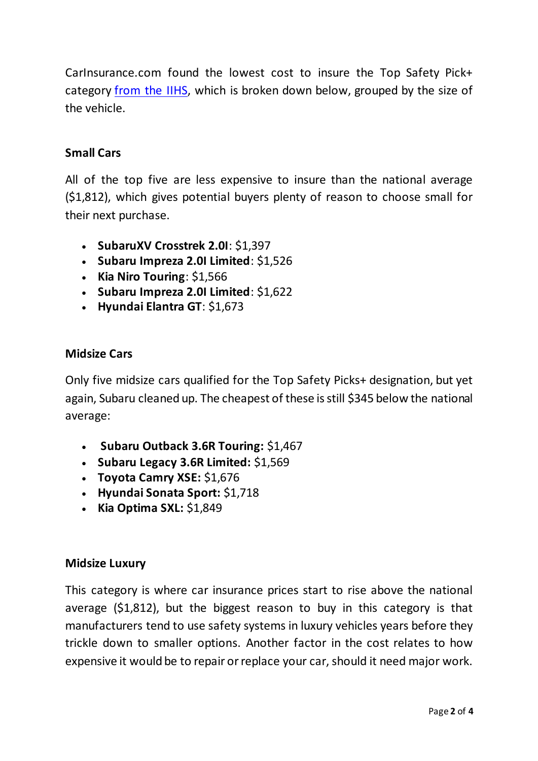CarInsurance.com found the lowest cost to insure the Top Safety Pick+ category [from the IIHS](), which is broken down below, grouped by the size of the vehicle.

**Small Cars**

All of the top five are less expensive to insure than the national average ($1,812), which gives potential buyers plenty of reason to choose small for their next purchase.

- **SubaruXV Crosstrek 2.0I**: $1,397
- **Subaru Impreza 2.0I Limited**: $1,526
- **Kia Niro Touring**: $1,566
- **Subaru Impreza 2.0I Limited**: $1,622
- **Hyundai Elantra GT**: $1,673

**Midsize Cars**

Only five midsize cars qualified for the Top Safety Picks+ designation, but yet again, Subaru cleaned up. The cheapest of these is still $345 below the national average:

- **Subaru Outback 3.6R Touring:** $1,467
- **Subaru Legacy 3.6R Limited:** $1,569
- **Toyota Camry XSE:** $1,676
- **Hyundai Sonata Sport:** $1,718
- **Kia Optima SXL:** $1,849

**Midsize Luxury**

This category is where car insurance prices start to rise above the national average ($1,812), but the biggest reason to buy in this category is that manufacturers tend to use safety systems in luxury vehicles years before they trickle down to smaller options. Another factor in the cost relates to how expensive it would be to repair or replace your car, should it need major work.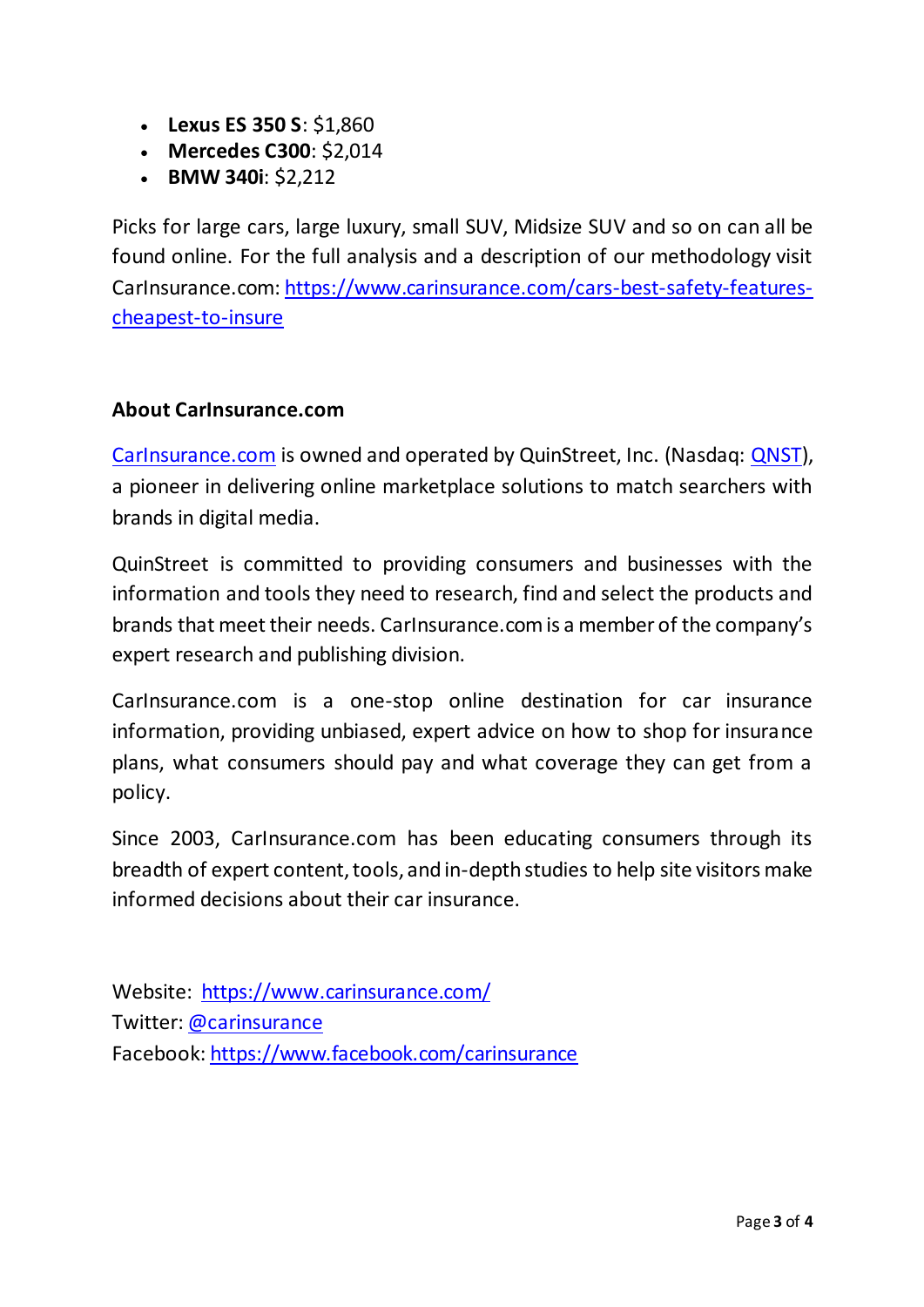- **Lexus ES 350 S**: $1,860
- **Mercedes C300**: $2,014
- **BMW 340i**: $2,212

Picks for large cars, large luxury, small SUV, Midsize SUV and so on can all be found online. For the full analysis and a description of our methodology visit CarInsurance.com: [https://www.carinsurance.com/cars-best-safety-features-cheapest-to-insure](https://www.carinsurance.com/cars-best-safety-features-cheapest-to-insure)

**About CarInsurance.com**

[CarInsurance.com](https://www.carinsurance.com/) is owned and operated by QuinStreet, Inc. (Nasdaq: [QNST](#)), a pioneer in delivering online marketplace solutions to match searchers with brands in digital media.

QuinStreet is committed to providing consumers and businesses with the information and tools they need to research, find and select the products and brands that meet their needs. CarInsurance.com is a member of the company's expert research and publishing division.

CarInsurance.com is a one-stop online destination for car insurance information, providing unbiased, expert advice on how to shop for insurance plans, what consumers should pay and what coverage they can get from a policy.

Since 2003, CarInsurance.com has been educating consumers through its breadth of expert content, tools, and in-depth studies to help site visitors make informed decisions about their car insurance.

Website: [https://www.carinsurance.com/](https://www.carinsurance.com/)
Twitter: [@carinsurance](#)
Facebook: [https://www.facebook.com/carinsurance](https://www.facebook.com/carinsurance)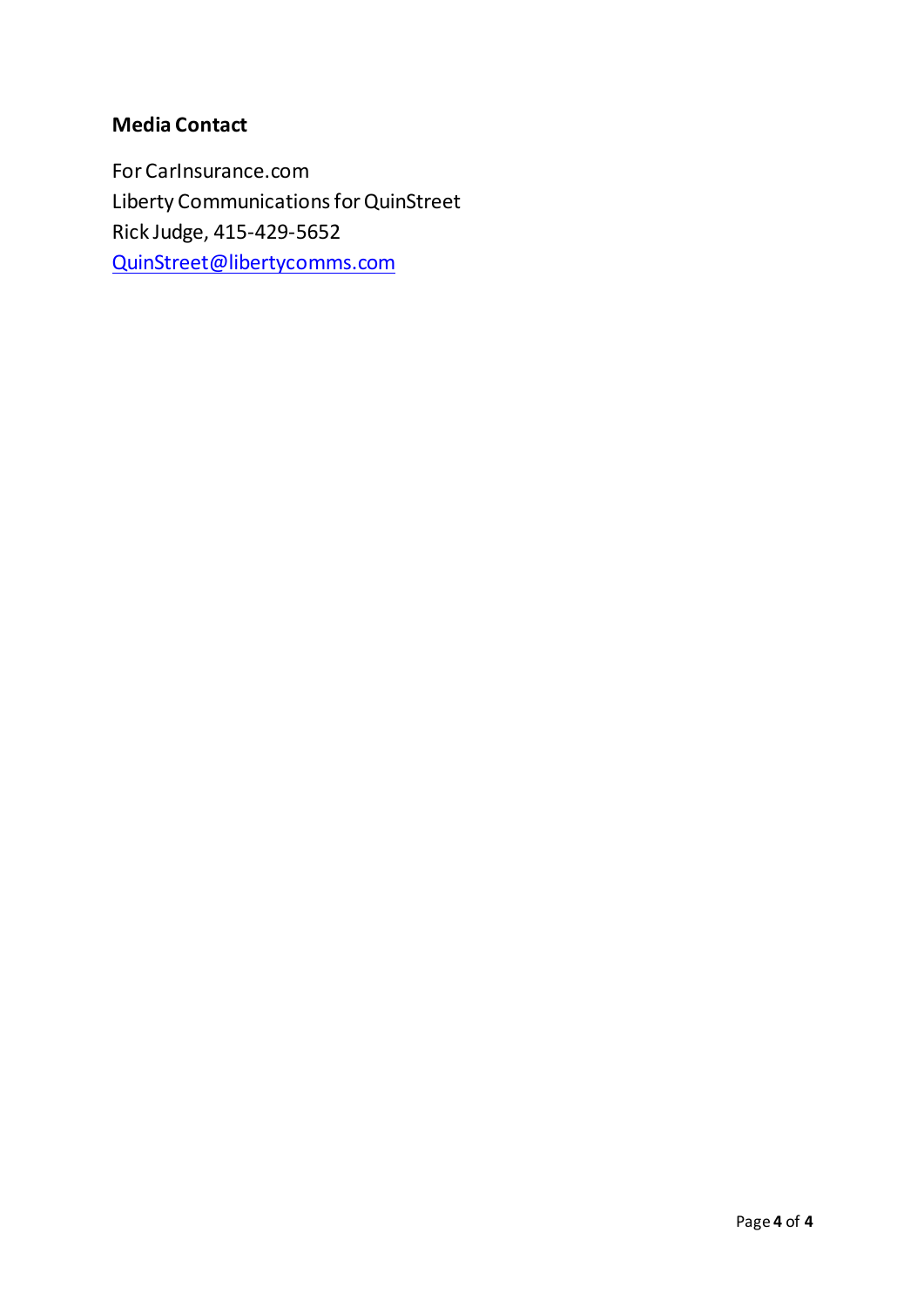**Media Contact**

For CarInsurance.com
Liberty Communications for QuinStreet
Rick Judge, 415-429-5652
QuinStreet@libertycomms.com